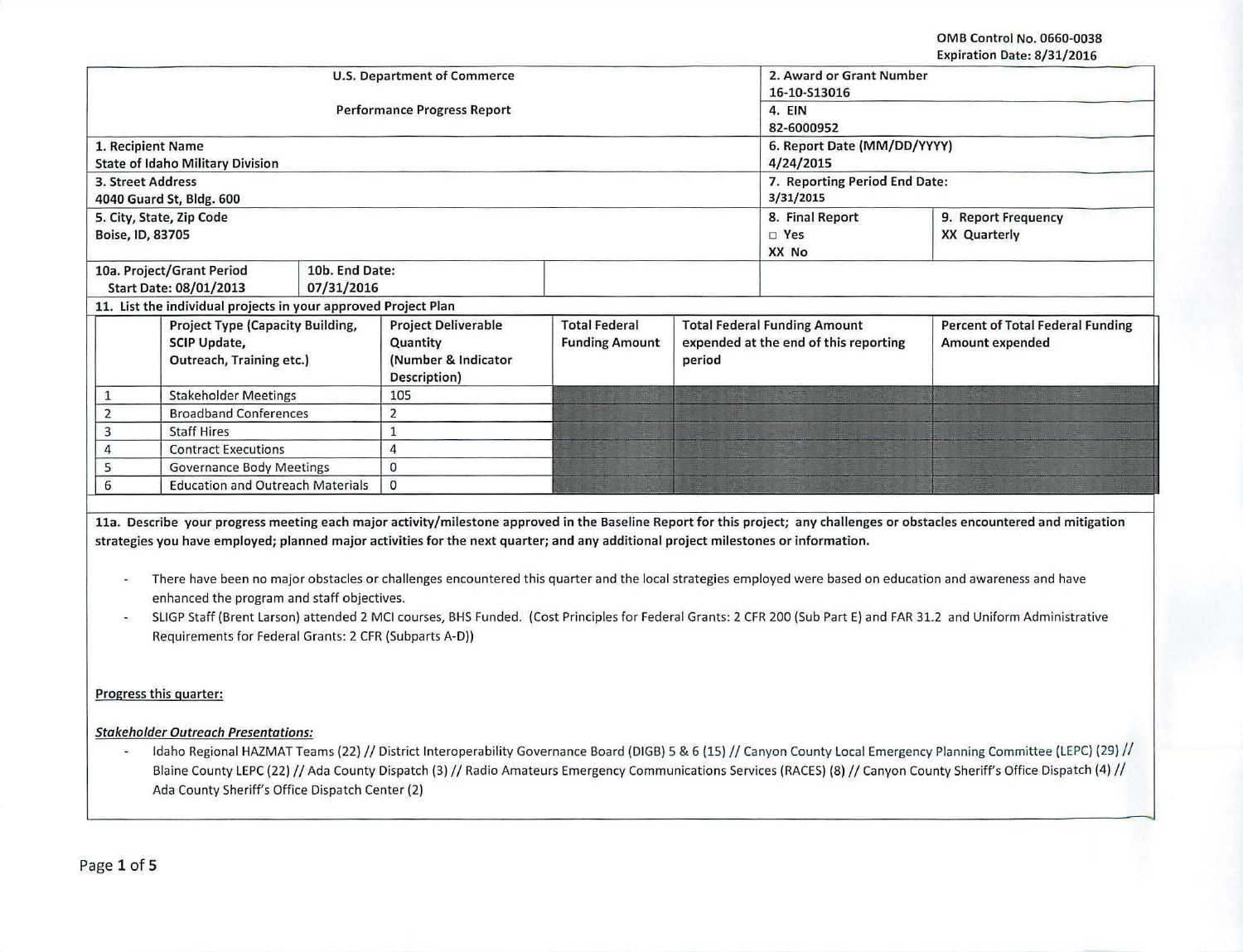OMB Control No. 0660-0038
Expiration Date: 8/31/2016

| U.S. Department of Commerce<br><br>Performance Progress Report | | 2. Award or Grant Number<br>16-10-S13016 | |
|---|---|---|---|
| | | 4. EIN<br>82-6000952 | |
| 1. Recipient Name<br>State of Idaho Military Division | | 6. Report Date (MM/DD/YYYY)<br>4/24/2015 | |
| 3. Street Address<br>4040 Guard St, Bldg. 600 | | 7. Reporting Period End Date:<br>3/31/2015 | |
| 5. City, State, Zip Code<br>Boise, ID, 83705 | | 8. Final Report<br>□ Yes<br>XX No | 9. Report Frequency<br>XX Quarterly |
| 10a. Project/Grant Period<br>Start Date: 08/01/2013 | 10b. End Date:<br>07/31/2016 | | |

11. List the individual projects in your approved Project Plan

| | Project Type (Capacity Building, SCIP Update, Outreach, Training etc.) | Project Deliverable Quantity (Number & Indicator Description) | Total Federal Funding Amount | Total Federal Funding Amount expended at the end of this reporting period | Percent of Total Federal Funding Amount expended |
|---|---|---|---|---|---|
| 1 | Stakeholder Meetings | 105 | | | |
| 2 | Broadband Conferences | 2 | | | |
| 3 | Staff Hires | 1 | | | |
| 4 | Contract Executions | 4 | | | |
| 5 | Governance Body Meetings | 0 | | | |
| 6 | Education and Outreach Materials | 0 | | | |

**11a. Describe your progress meeting each major activity/milestone approved in the Baseline Report for this project; any challenges or obstacles encountered and mitigation strategies you have employed; planned major activities for the next quarter; and any additional project milestones or information.**

- There have been no major obstacles or challenges encountered this quarter and the local strategies employed were based on education and awareness and have enhanced the program and staff objectives.
- SLIGP Staff (Brent Larson) attended 2 MCI courses, BHS Funded. (Cost Principles for Federal Grants: 2 CFR 200 (Sub Part E) and FAR 31.2 and Uniform Administrative Requirements for Federal Grants: 2 CFR (Subparts A-D))

<u>Progress this quarter:</u>

***<u>Stakeholder Outreach Presentations:</u>***

- Idaho Regional HAZMAT Teams (22) // District Interoperability Governance Board (DIGB) 5 & 6 (15) // Canyon County Local Emergency Planning Committee (LEPC) (29) // Blaine County LEPC (22) // Ada County Dispatch (3) // Radio Amateurs Emergency Communications Services (RACES) (8) // Canyon County Sheriff's Office Dispatch (4) // Ada County Sheriff's Office Dispatch Center (2)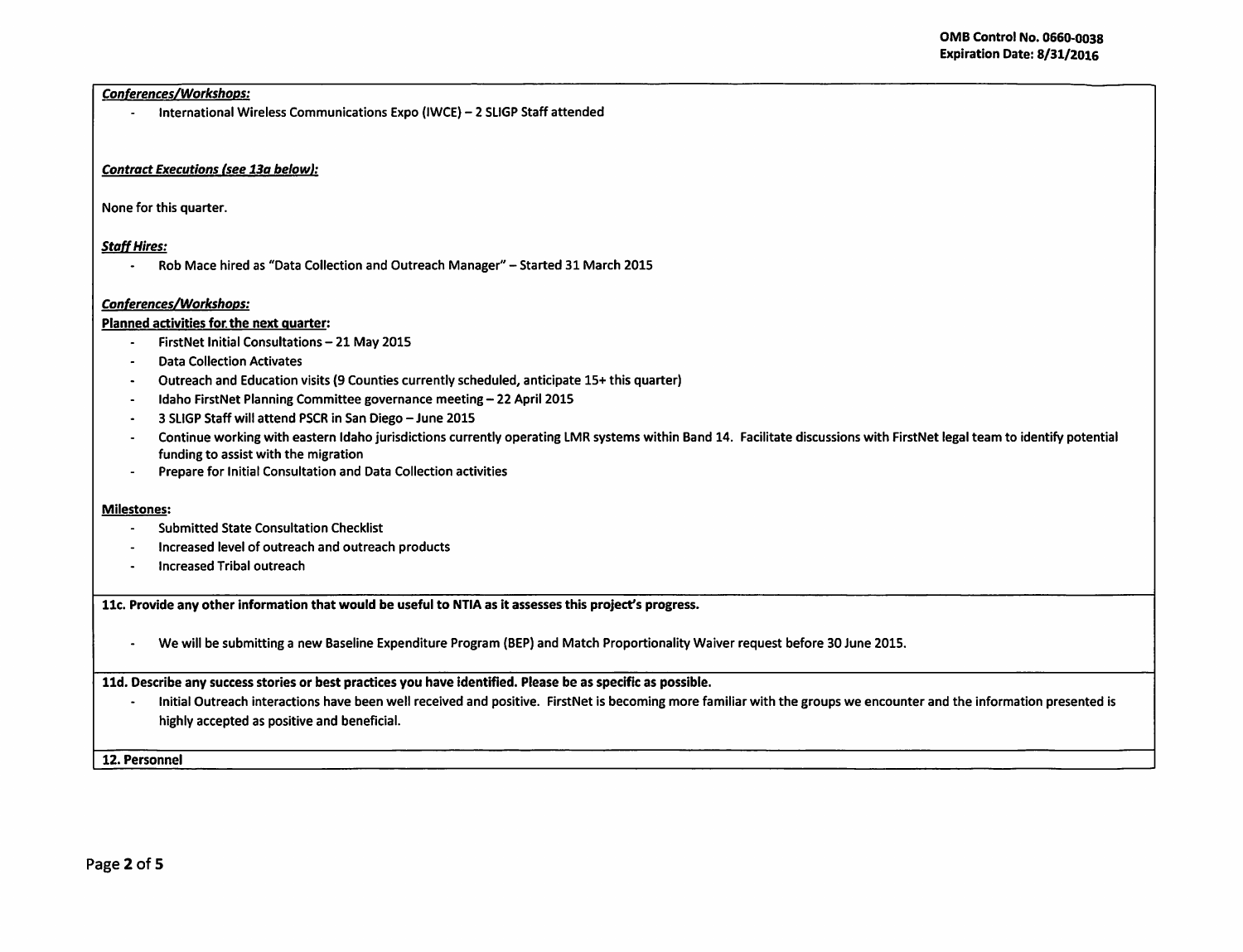*Conferences/Workshops:*

- International Wireless Communications Expo (IWCE) – 2 SLIGP Staff attended

*Contract Executions (see 13a below):*

None for this quarter.

*Staff Hires:*

- Rob Mace hired as "Data Collection and Outreach Manager" – Started 31 March 2015

*Conferences/Workshops:*

**Planned activities for the next quarter:**

- FirstNet Initial Consultations – 21 May 2015
- Data Collection Activates
- Outreach and Education visits (9 Counties currently scheduled, anticipate 15+ this quarter)
- Idaho FirstNet Planning Committee governance meeting – 22 April 2015
- 3 SLIGP Staff will attend PSCR in San Diego – June 2015
- Continue working with eastern Idaho jurisdictions currently operating LMR systems within Band 14. Facilitate discussions with FirstNet legal team to identify potential funding to assist with the migration
- Prepare for Initial Consultation and Data Collection activities

**Milestones:**

- Submitted State Consultation Checklist
- Increased level of outreach and outreach products
- Increased Tribal outreach

**11c. Provide any other information that would be useful to NTIA as it assesses this project's progress.**

- We will be submitting a new Baseline Expenditure Program (BEP) and Match Proportionality Waiver request before 30 June 2015.

**11d. Describe any success stories or best practices you have identified. Please be as specific as possible.**

- Initial Outreach interactions have been well received and positive. FirstNet is becoming more familiar with the groups we encounter and the information presented is highly accepted as positive and beneficial.

**12. Personnel**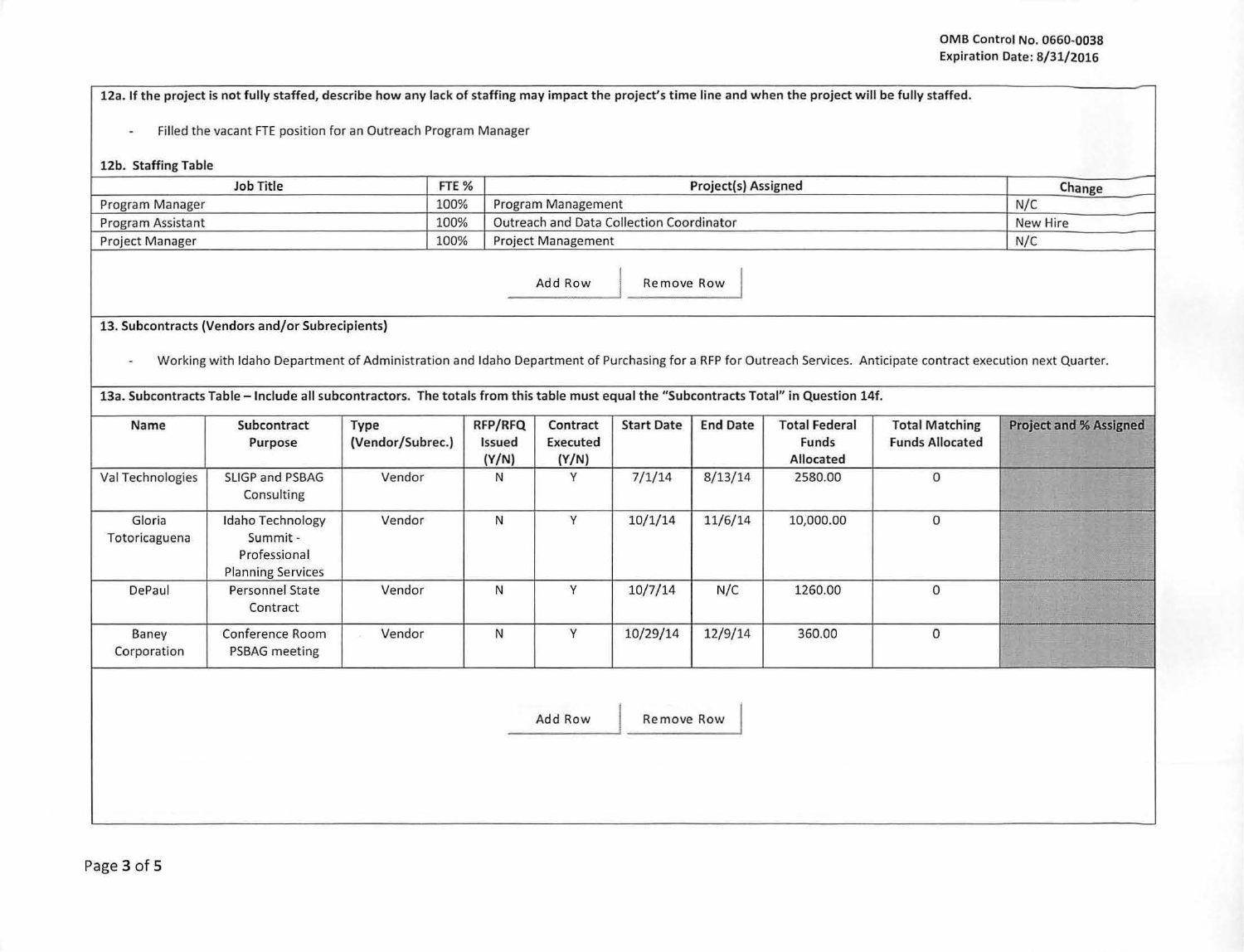**12a. If the project is not fully staffed, describe how any lack of staffing may impact the project's time line and when the project will be fully staffed.**

- Filled the vacant FTE position for an Outreach Program Manager

**12b. Staffing Table**

| Job Title | FTE % | Project(s) Assigned | Change |
|---|---|---|---|
| Program Manager | 100% | Program Management | N/C |
| Program Assistant | 100% | Outreach and Data Collection Coordinator | New Hire |
| Project Manager | 100% | Project Management | N/C |

Add Row | Remove Row

**13. Subcontracts (Vendors and/or Subrecipients)**

- Working with Idaho Department of Administration and Idaho Department of Purchasing for a RFP for Outreach Services. Anticipate contract execution next Quarter.

**13a. Subcontracts Table – Include all subcontractors. The totals from this table must equal the "Subcontracts Total" in Question 14f.**

| Name | Subcontract Purpose | Type (Vendor/Subrec.) | RFP/RFQ Issued (Y/N) | Contract Executed (Y/N) | Start Date | End Date | Total Federal Funds Allocated | Total Matching Funds Allocated | Project and % Assigned |
|---|---|---|---|---|---|---|---|---|---|
| Val Technologies | SLIGP and PSBAG Consulting | Vendor | N | Y | 7/1/14 | 8/13/14 | 2580.00 | 0 | |
| Gloria Totoricaguena | Idaho Technology Summit - Professional Planning Services | Vendor | N | Y | 10/1/14 | 11/6/14 | 10,000.00 | 0 | |
| DePaul | Personnel State Contract | Vendor | N | Y | 10/7/14 | N/C | 1260.00 | 0 | |
| Baney Corporation | Conference Room PSBAG meeting | Vendor | N | Y | 10/29/14 | 12/9/14 | 360.00 | 0 | |

Add Row | Remove Row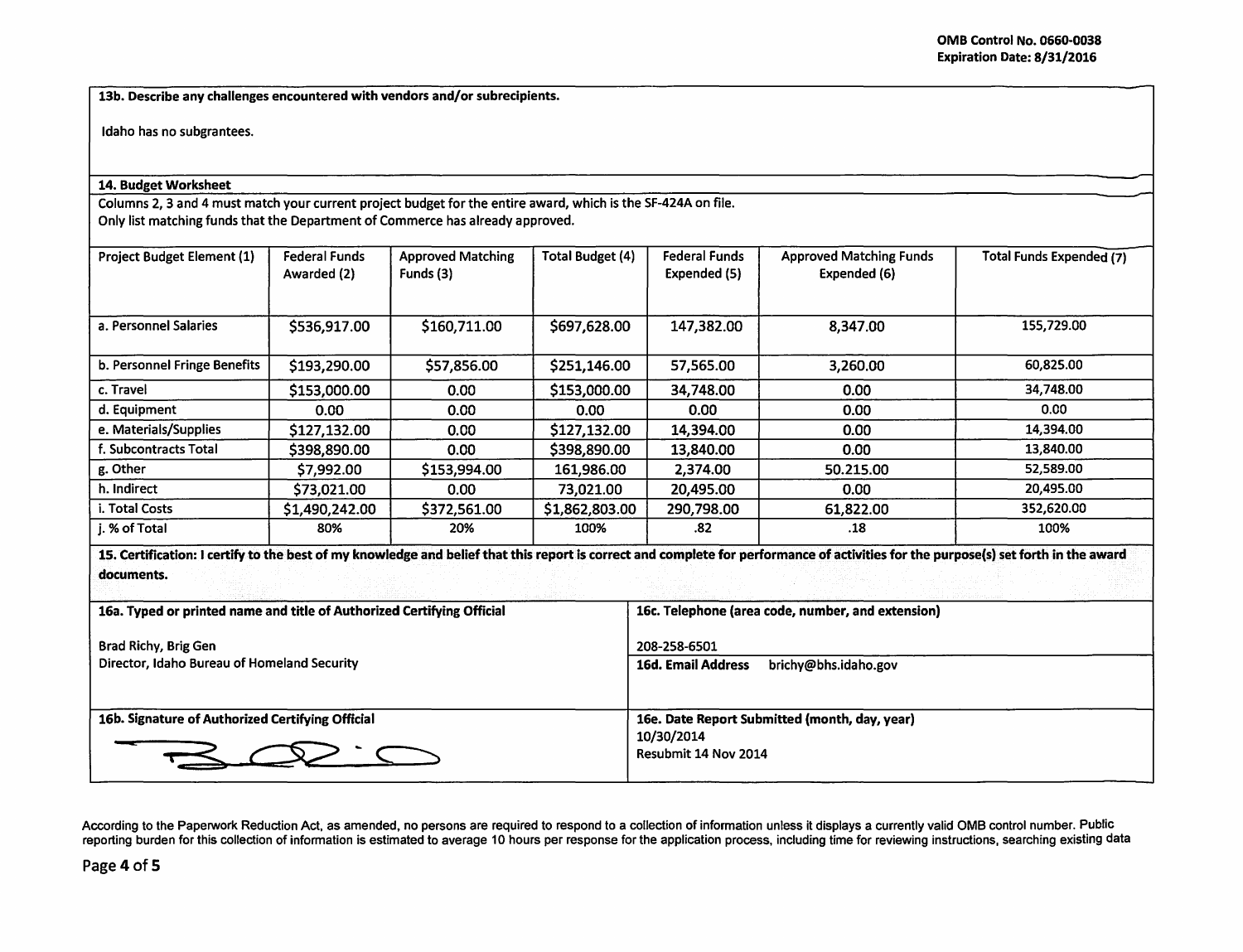**13b. Describe any challenges encountered with vendors and/or subrecipients.**

Idaho has no subgrantees.

**14. Budget Worksheet**

Columns 2, 3 and 4 must match your current project budget for the entire award, which is the SF-424A on file.
Only list matching funds that the Department of Commerce has already approved.

| Project Budget Element (1) | Federal Funds Awarded (2) | Approved Matching Funds (3) | Total Budget (4) | Federal Funds Expended (5) | Approved Matching Funds Expended (6) | Total Funds Expended (7) |
|---|---|---|---|---|---|---|
| a. Personnel Salaries | $536,917.00 | $160,711.00 | $697,628.00 | 147,382.00 | 8,347.00 | 155,729.00 |
| b. Personnel Fringe Benefits | $193,290.00 | $57,856.00 | $251,146.00 | 57,565.00 | 3,260.00 | 60,825.00 |
| c. Travel | $153,000.00 | 0.00 | $153,000.00 | 34,748.00 | 0.00 | 34,748.00 |
| d. Equipment | 0.00 | 0.00 | 0.00 | 0.00 | 0.00 | 0.00 |
| e. Materials/Supplies | $127,132.00 | 0.00 | $127,132.00 | 14,394.00 | 0.00 | 14,394.00 |
| f. Subcontracts Total | $398,890.00 | 0.00 | $398,890.00 | 13,840.00 | 0.00 | 13,840.00 |
| g. Other | $7,992.00 | $153,994.00 | 161,986.00 | 2,374.00 | 50.215.00 | 52,589.00 |
| h. Indirect | $73,021.00 | 0.00 | 73,021.00 | 20,495.00 | 0.00 | 20,495.00 |
| i. Total Costs | $1,490,242.00 | $372,561.00 | $1,862,803.00 | 290,798.00 | 61,822.00 | 352,620.00 |
| j. % of Total | 80% | 20% | 100% | .82 | .18 | 100% |

**15. Certification: I certify to the best of my knowledge and belief that this report is correct and complete for performance of activities for the purpose(s) set forth in the award documents.**

| **16a. Typed or printed name and title of Authorized Certifying Official** | **16c. Telephone (area code, number, and extension)** |
|---|---|
| Brad Richy, Brig Gen<br>Director, Idaho Bureau of Homeland Security | 208-258-6501<br>**16d. Email Address** brichy@bhs.idaho.gov |
| **16b. Signature of Authorized Certifying Official** | **16e. Date Report Submitted (month, day, year)**<br>10/30/2014<br>Resubmit 14 Nov 2014 |

According to the Paperwork Reduction Act, as amended, no persons are required to respond to a collection of information unless it displays a currently valid OMB control number. Public reporting burden for this collection of information is estimated to average 10 hours per response for the application process, including time for reviewing instructions, searching existing data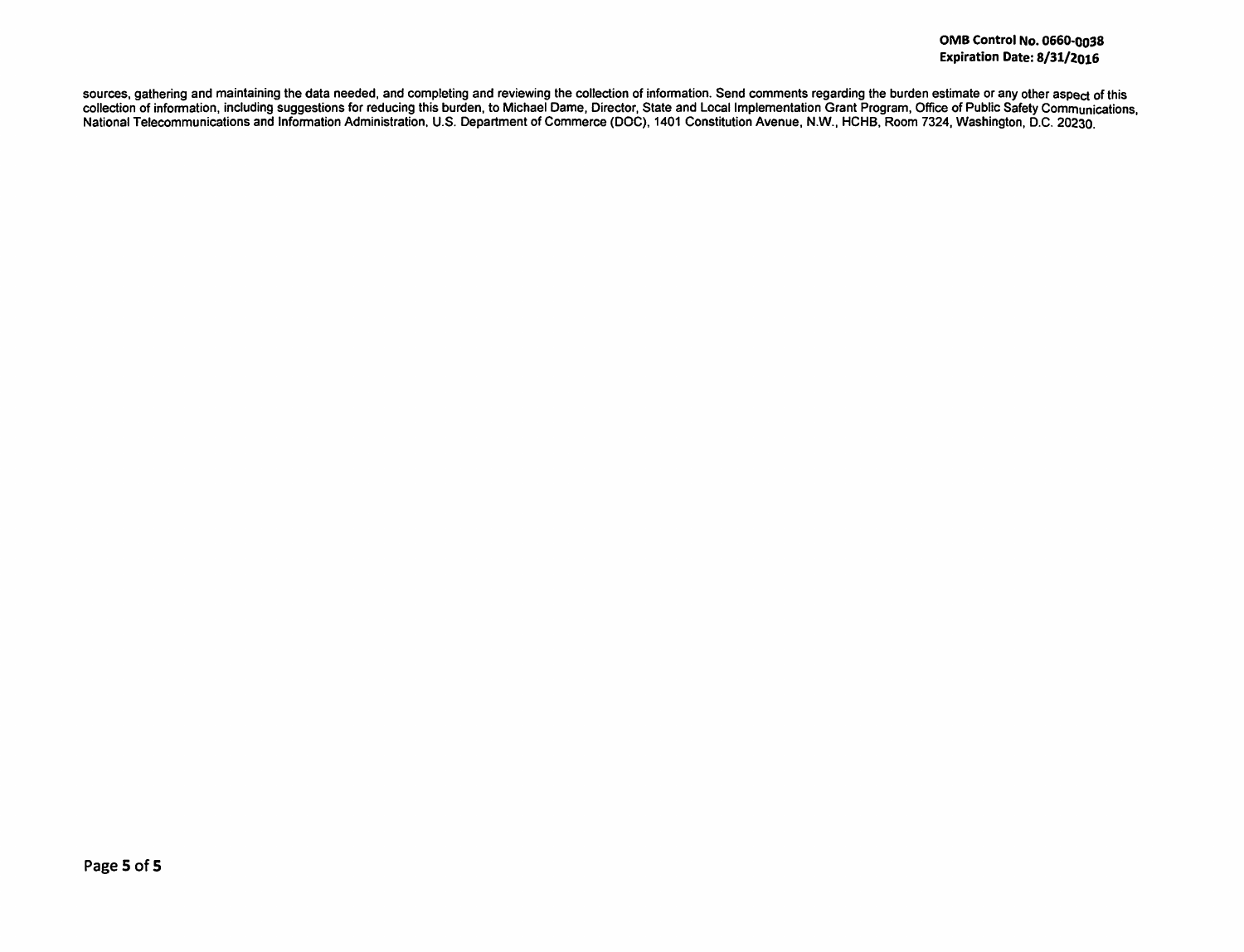sources, gathering and maintaining the data needed, and completing and reviewing the collection of information. Send comments regarding the burden estimate or any other aspect of this collection of information, including suggestions for reducing this burden, to Michael Dame, Director, State and Local Implementation Grant Program, Office of Public Safety Communications, National Telecommunications and Information Administration, U.S. Department of Commerce (DOC), 1401 Constitution Avenue, N.W., HCHB, Room 7324, Washington, D.C. 20230.